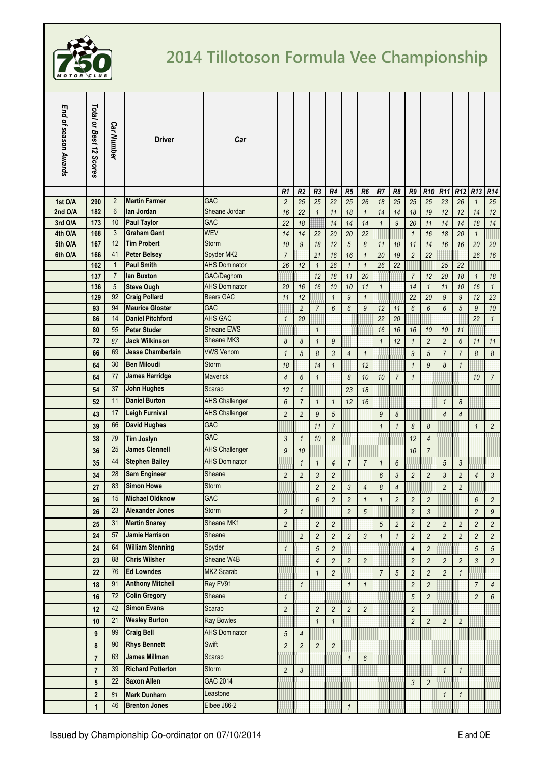# 2014 Tillotoson Formula Vee Championship

| End of season Awards | Total or Best 12 Scores | Car Number | Driver | Car | R1 | R2 | R3 | R4 | R5 | R6 | R7 | R8 | R9 | R10 | R11 | R12 | R13 | R14 |
|---|---|---|---|---|---|---|---|---|---|---|---|---|---|---|---|---|---|---|
| 1st O/A | 290 | 2 | **Martin Farmer** | GAC | 2 | 25 | 25 | 22 | 25 | 26 | 18 | 25 | 25 | 25 | 23 | 26 | 1 | 25 |
| 2nd O/A | 182 | 6 | **Ian Jordan** | Sheane Jordan | 16 | 22 | 1 | 11 | 18 | 1 | 14 | 14 | 18 | 19 | 12 | 12 | 14 | 12 |
| 3rd O/A | 173 | 10 | **Paul Taylor** | GAC | 22 | 18 | | 14 | 14 | 14 | 1 | 9 | 20 | 11 | 14 | 14 | 18 | 14 |
| 4th O/A | 168 | 3 | **Graham Gant** | WEV | 14 | 14 | 22 | 20 | 20 | 22 | | | 1 | 16 | 18 | 20 | 1 | |
| 5th O/A | 167 | 12 | **Tim Probert** | Storm | 10 | 9 | 18 | 12 | 5 | 8 | 11 | 10 | 11 | 14 | 16 | 16 | 20 | 20 |
| 6th O/A | 166 | 41 | **Peter Belsey** | Spyder MK2 | 7 | | 21 | 16 | 16 | 1 | 20 | 19 | 2 | 22 | | | 26 | 16 |
| | 162 | 1 | **Paul Smith** | AHS Dominator | 26 | 12 | 1 | 26 | 1 | 1 | 26 | 22 | | | 25 | 22 | | |
| | 137 | 7 | **Ian Buxton** | GAC/Daghorn | | | 12 | 18 | 11 | 20 | | | 7 | 12 | 20 | 18 | 1 | 18 |
| | 136 | 5 | **Steve Ough** | AHS Dominator | 20 | 16 | 16 | 10 | 10 | 11 | 1 | | 14 | 1 | 11 | 10 | 16 | 1 |
| | 129 | 92 | **Craig Pollard** | Bears GAC | 11 | 12 | | 1 | 9 | 1 | | | 22 | 20 | 9 | 9 | 12 | 23 |
| | 93 | 94 | **Maurice Gloster** | GAC | | 2 | 7 | 6 | 6 | 9 | 12 | 11 | 6 | 6 | 6 | 5 | 9 | 10 |
| | 86 | 14 | **Daniel Pitchford** | AHS GAC | 1 | 20 | | | | | 22 | 20 | | | | | 22 | 1 |
| | 80 | 55 | **Peter Studer** | Sheane EWS | | | 1 | | | | 16 | 16 | 16 | 10 | 10 | 11 | | |
| | 72 | 87 | **Jack Wilkinson** | Sheane MK3 | 8 | 8 | 1 | 9 | | | 1 | 12 | 1 | 2 | 2 | 6 | 11 | 11 |
| | 66 | 69 | **Jesse Chamberlain** | VWS Venom | 1 | 5 | 8 | 3 | 4 | 1 | | | 9 | 5 | 7 | 7 | 8 | 8 |
| | 64 | 30 | **Ben Miloudi** | Storm | 18 | | 14 | 1 | | 12 | | | 1 | 9 | 8 | 1 | | |
| | 64 | 77 | **James Harridge** | Maverick | 4 | 6 | 1 | | 8 | 10 | 10 | 7 | 1 | | | | 10 | 7 |
| | 54 | 37 | **John Hughes** | Scarab | 12 | 1 | | | 23 | 18 | | | | | | | | |
| | 52 | 11 | **Daniel Burton** | AHS Challenger | 6 | 7 | 1 | 1 | 12 | 16 | | | | | 1 | 8 | | |
| | 43 | 17 | **Leigh Furnival** | AHS Challenger | 2 | 2 | 9 | 5 | | | 9 | 8 | | | 4 | 4 | | |
| | 39 | 66 | **David Hughes** | GAC | | | 11 | 7 | | | 1 | 1 | 8 | 8 | | | 1 | 2 |
| | 38 | 79 | **Tim Joslyn** | GAC | 3 | 1 | 10 | 8 | | | | | 12 | 4 | | | | |
| | 36 | 25 | **James Clennell** | AHS Challenger | 9 | 10 | | | | | | | 10 | 7 | | | | |
| | 35 | 44 | **Stephen Bailey** | AHS Dominator | | 1 | 1 | 4 | 7 | 7 | 1 | 6 | | | 5 | 3 | | |
| | 34 | 28 | **Sam Engineer** | Sheane | 2 | 2 | 3 | 2 | | | 6 | 3 | 2 | 2 | 3 | 2 | 4 | 3 |
| | 27 | 83 | **Simon Howe** | Storm | | | 2 | 2 | 3 | 4 | 8 | 4 | | | 2 | 2 | | |
| | 26 | 15 | **Michael Oldknow** | GAC | | | 6 | 2 | 2 | 1 | 1 | 2 | 2 | 2 | | | 6 | 2 |
| | 26 | 23 | **Alexander Jones** | Storm | 2 | 1 | | | 2 | 5 | | | 2 | 3 | | | 2 | 9 |
| | 25 | 31 | **Martin Snarey** | Sheane MK1 | 2 | | 2 | 2 | | | 5 | 2 | 2 | 2 | 2 | 2 | 2 | 2 |
| | 24 | 57 | **Jamie Harrison** | Sheane | | 2 | 2 | 2 | 2 | 3 | 1 | 1 | 2 | 2 | 2 | 2 | 2 | 2 |
| | 24 | 64 | **William Stenning** | Spyder | 1 | | 5 | 2 | | | | | 4 | 2 | | | 5 | 5 |
| | 23 | 88 | **Chris Wilsher** | Sheane W4B | | | 4 | 2 | 2 | 2 | | | 2 | 2 | 2 | 2 | 3 | 2 |
| | 22 | 76 | **Ed Lowndes** | MK2 Scarab | | | 1 | 2 | | | 7 | 5 | 2 | 2 | 2 | 1 | | |
| | 18 | 91 | **Anthony Mitchell** | Ray FV91 | | 1 | | | 1 | 1 | | | 2 | 2 | | | 7 | 4 |
| | 16 | 72 | **Colin Gregory** | Sheane | 1 | | | | | | | | 5 | 2 | | | 2 | 6 |
| | 12 | 42 | **Simon Evans** | Scarab | 2 | | 2 | 2 | 2 | 2 | | | 2 | | | | | |
| | 10 | 21 | **Wesley Burton** | Ray Bowles | | | 1 | 1 | | | | | 2 | 2 | 2 | 2 | | |
| | 9 | 99 | **Craig Bell** | AHS Dominator | 5 | 4 | | | | | | | | | | | | |
| | 8 | 90 | **Rhys Bennett** | Swift | 2 | 2 | 2 | 2 | | | | | | | | | | |
| | 7 | 63 | **James Millman** | Scarab | | | | | 1 | 6 | | | | | | | | |
| | 7 | 39 | **Richard Potterton** | Storm | 2 | 3 | | | | | | | | | 1 | 1 | | |
| | 5 | 22 | **Saxon Allen** | GAC 2014 | | | | | | | | | 3 | 2 | | | | |
| | 2 | 81 | **Mark Dunham** | Leastone | | | | | | | | | | | 1 | 1 | | |
| | 1 | 46 | **Brenton Jones** | Elbee J86-2 | | | | | 1 | | | | | | | | | |

Issued by Championship Co-ordinator on 07/10/2014

E and OE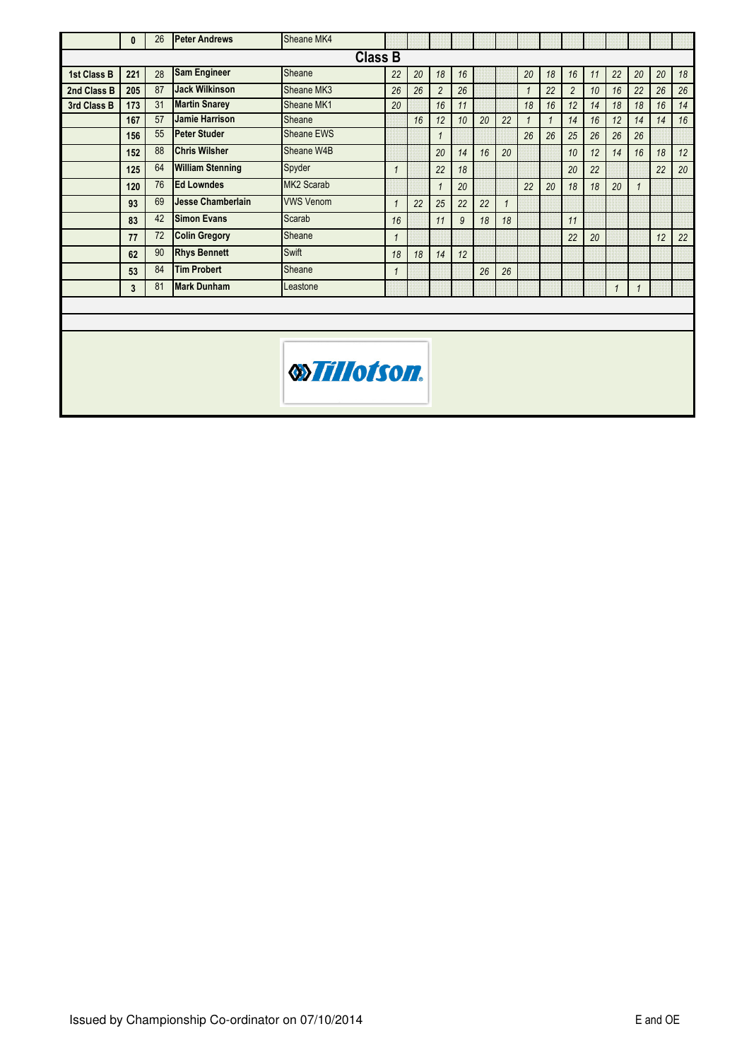| | | | | | | | | | | | | | | | | | | |
|---|---|---|---|---|---|---|---|---|---|---|---|---|---|---|---|---|---|---|
| | **0** | 26 | **Peter Andrews** | Sheane MK4 | | | | | | | | | | | | | | |
| | | | | | | | | | **Class B** | | | | | | | | | |
| **1st Class B** | **221** | 28 | **Sam Engineer** | Sheane | *22* | *20* | *18* | *16* | | | *20* | *18* | *16* | *11* | *22* | *20* | *20* | *18* |
| **2nd Class B** | **205** | 87 | **Jack Wilkinson** | Sheane MK3 | *26* | *26* | *2* | *26* | | | *1* | *22* | *2* | *10* | *16* | *22* | *26* | *26* |
| **3rd Class B** | **173** | 31 | **Martin Snarey** | Sheane MK1 | *20* | | *16* | *11* | | | *18* | *16* | *12* | *14* | *18* | *18* | *16* | *14* |
| | **167** | 57 | **Jamie Harrison** | Sheane | | *16* | *12* | *10* | *20* | *22* | *1* | *1* | *14* | *16* | *12* | *14* | *14* | *16* |
| | **156** | 55 | **Peter Studer** | Sheane EWS | | | *1* | | | | *26* | *26* | *25* | *26* | *26* | *26* | | |
| | **152** | 88 | **Chris Wilsher** | Sheane W4B | | | *20* | *14* | *16* | *20* | | | *10* | *12* | *14* | *16* | *18* | *12* |
| | **125** | 64 | **William Stenning** | Spyder | *1* | | *22* | *18* | | | | | *20* | *22* | | | *22* | *20* |
| | **120** | 76 | **Ed Lowndes** | MK2 Scarab | | | *1* | *20* | | | *22* | *20* | *18* | *18* | *20* | *1* | | |
| | **93** | 69 | **Jesse Chamberlain** | VWS Venom | *1* | *22* | *25* | *22* | *22* | *1* | | | | | | | | |
| | **83** | 42 | **Simon Evans** | Scarab | *16* | | *11* | *9* | *18* | *18* | | | *11* | | | | | |
| | **77** | 72 | **Colin Gregory** | Sheane | *1* | | | | | | | | *22* | *20* | | | *12* | *22* |
| | **62** | 90 | **Rhys Bennett** | Swift | *18* | *18* | *14* | *12* | | | | | | | | | | |
| | **53** | 84 | **Tim Probert** | Sheane | *1* | | | | *26* | *26* | | | | | | | | |
| | **3** | 81 | **Mark Dunham** | Leastone | | | | | | | | | | | *1* | *1* | | |

Tillotson

Issued by Championship Co-ordinator on 07/10/2014 E and OE